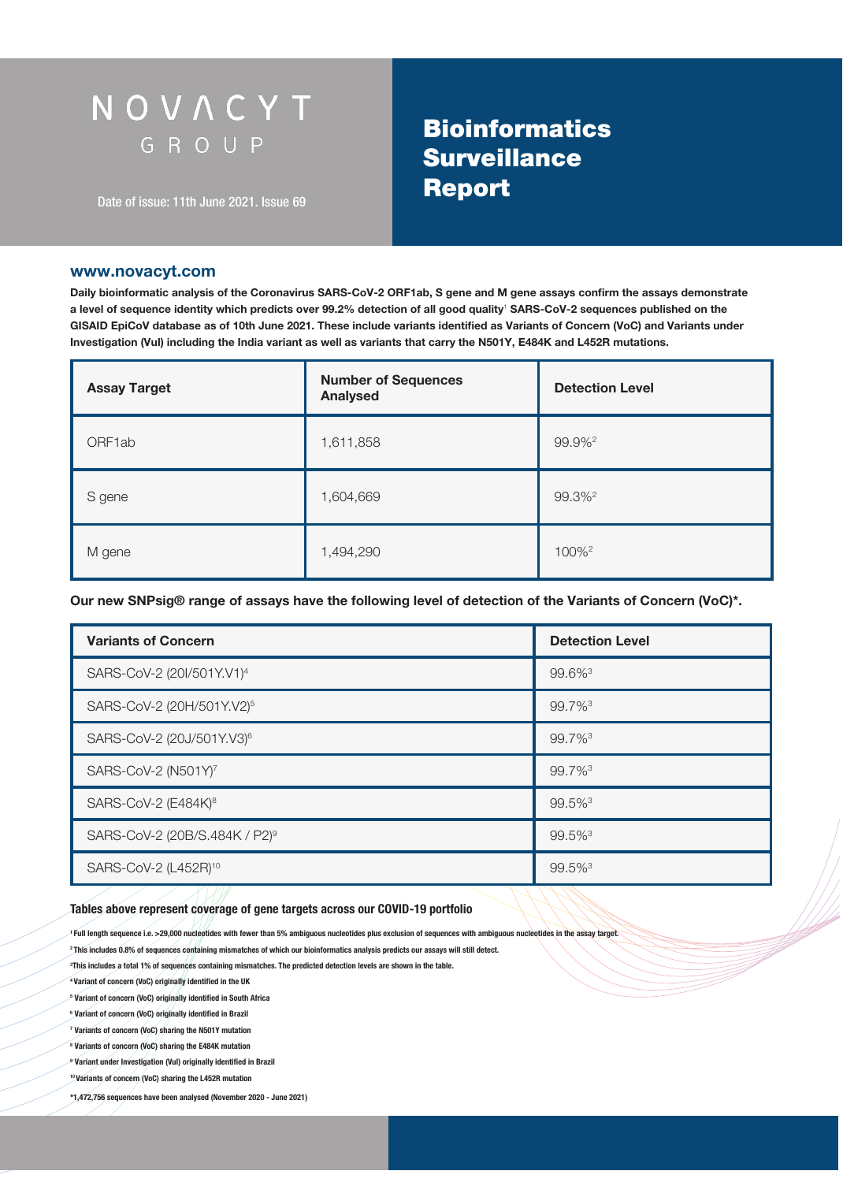NOVACYT GROUP

Date of issue: 11th June 2021. Issue 69

# Bioinformatics Surveillance Report

**www.novacyt.com**

**Daily bioinformatic analysis of the Coronavirus SARS-CoV-2 ORF1ab, S gene and M gene assays confirm the assays demonstrate a level of sequence identity which predicts over 99.2% detection of all good quality[1] SARS-CoV-2 sequences published on the GISAID EpiCoV database as of 10th June 2021. These include variants identified as Variants of Concern (VoC) and Variants under Investigation (VuI) including the India variant as well as variants that carry the N501Y, E484K and L452R mutations.**

| Assay Target | Number of Sequences Analysed | Detection Level |
|---|---|---|
| ORF1ab | 1,611,858 | 99.9%[2] |
| S gene | 1,604,669 | 99.3%[2] |
| M gene | 1,494,290 | 100%[2] |

**Our new SNPsig® range of assays have the following level of detection of the Variants of Concern (VoC)*.**

| Variants of Concern | Detection Level |
|---|---|
| SARS-CoV-2 (20I/501Y.V1)[4] | 99.6%[3] |
| SARS-CoV-2 (20H/501Y.V2)[5] | 99.7%[3] |
| SARS-CoV-2 (20J/501Y.V3)[6] | 99.7%[3] |
| SARS-CoV-2 (N501Y)[7] | 99.7%[3] |
| SARS-CoV-2 (E484K)[8] | 99.5%[3] |
| SARS-CoV-2 (20B/S.484K / P2)[9] | 99.5%[3] |
| SARS-CoV-2 (L452R)[10] | 99.5%[3] |

**Tables above represent coverage of gene targets across our COVID-19 portfolio**

[1] Full length sequence i.e. >29,000 nucleotides with fewer than 5% ambiguous nucleotides plus exclusion of sequences with ambiguous nucleotides in the assay target.

[2] This includes 0.8% of sequences containing mismatches of which our bioinformatics analysis predicts our assays will still detect.

[3] This includes a total 1% of sequences containing mismatches. The predicted detection levels are shown in the table.

[4] Variant of concern (VoC) originally identified in the UK

[5] Variant of concern (VoC) originally identified in South Africa

[6] Variant of concern (VoC) originally identified in Brazil

[7] Variants of concern (VoC) sharing the N501Y mutation

[8] Variants of concern (VoC) sharing the E484K mutation

[9] Variant under Investigation (VuI) originally identified in Brazil

[10] Variants of concern (VoC) sharing the L452R mutation

*1,472,756 sequences have been analysed (November 2020 - June 2021)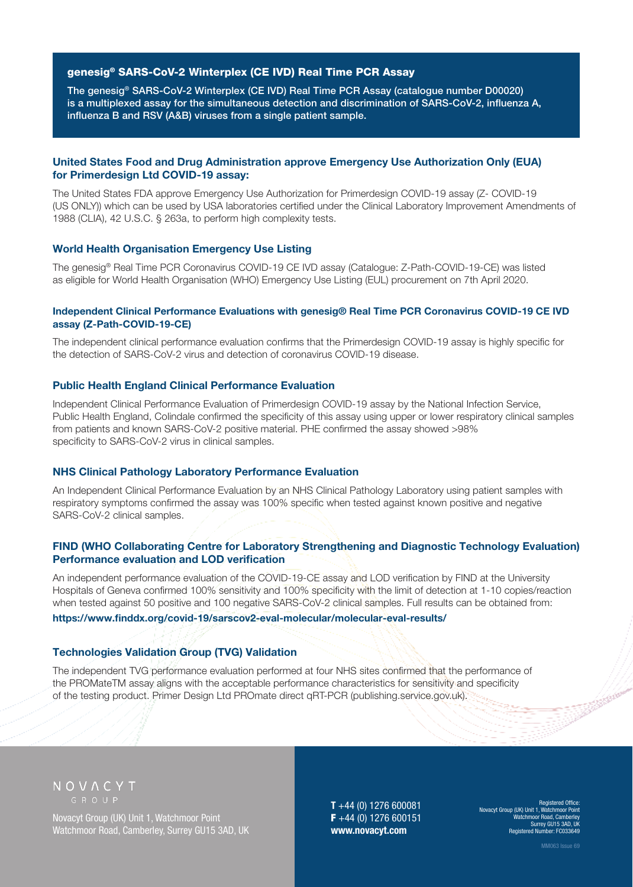## genesig® SARS-CoV-2 Winterplex (CE IVD) Real Time PCR Assay

**The genesig® SARS-CoV-2 Winterplex (CE IVD) Real Time PCR Assay (catalogue number D00020) is a multiplexed assay for the simultaneous detection and discrimination of SARS-CoV-2, influenza A, influenza B and RSV (A&B) viruses from a single patient sample.**

### United States Food and Drug Administration approve Emergency Use Authorization Only (EUA) for Primerdesign Ltd COVID-19 assay:

The United States FDA approve Emergency Use Authorization for Primerdesign COVID-19 assay (Z- COVID-19 (US ONLY)) which can be used by USA laboratories certified under the Clinical Laboratory Improvement Amendments of 1988 (CLIA), 42 U.S.C. § 263a, to perform high complexity tests.

### World Health Organisation Emergency Use Listing

The genesig® Real Time PCR Coronavirus COVID-19 CE IVD assay (Catalogue: Z-Path-COVID-19-CE) was listed as eligible for World Health Organisation (WHO) Emergency Use Listing (EUL) procurement on 7th April 2020.

### Independent Clinical Performance Evaluations with genesig® Real Time PCR Coronavirus COVID-19 CE IVD assay (Z-Path-COVID-19-CE)

The independent clinical performance evaluation confirms that the Primerdesign COVID-19 assay is highly specific for the detection of SARS-CoV-2 virus and detection of coronavirus COVID-19 disease.

### Public Health England Clinical Performance Evaluation

Independent Clinical Performance Evaluation of Primerdesign COVID-19 assay by the National Infection Service, Public Health England, Colindale confirmed the specificity of this assay using upper or lower respiratory clinical samples from patients and known SARS-CoV-2 positive material. PHE confirmed the assay showed >98% specificity to SARS-CoV-2 virus in clinical samples.

### NHS Clinical Pathology Laboratory Performance Evaluation

An Independent Clinical Performance Evaluation by an NHS Clinical Pathology Laboratory using patient samples with respiratory symptoms confirmed the assay was 100% specific when tested against known positive and negative SARS-CoV-2 clinical samples.

### FIND (WHO Collaborating Centre for Laboratory Strengthening and Diagnostic Technology Evaluation) Performance evaluation and LOD verification

An independent performance evaluation of the COVID-19-CE assay and LOD verification by FIND at the University Hospitals of Geneva confirmed 100% sensitivity and 100% specificity with the limit of detection at 1-10 copies/reaction when tested against 50 positive and 100 negative SARS-CoV-2 clinical samples. Full results can be obtained from:

**https://www.finddx.org/covid-19/sarscov2-eval-molecular/molecular-eval-results/**

### Technologies Validation Group (TVG) Validation

The independent TVG performance evaluation performed at four NHS sites confirmed that the performance of the PROMateTM assay aligns with the acceptable performance characteristics for sensitivity and specificity of the testing product. Primer Design Ltd PROmate direct qRT-PCR (publishing.service.gov.uk).

NOVACYT GROUP

Novacyt Group (UK) Unit 1, Watchmoor Point
Watchmoor Road, Camberley, Surrey GU15 3AD, UK

**T** +44 (0) 1276 600081
**F** +44 (0) 1276 600151
**www.novacyt.com**

Registered Office:
Novacyt Group (UK) Unit 1, Watchmoor Point
Watchmoor Road, Camberley
Surrey GU15 3AD, UK
Registered Number: FC033649

MM063 Issue 69